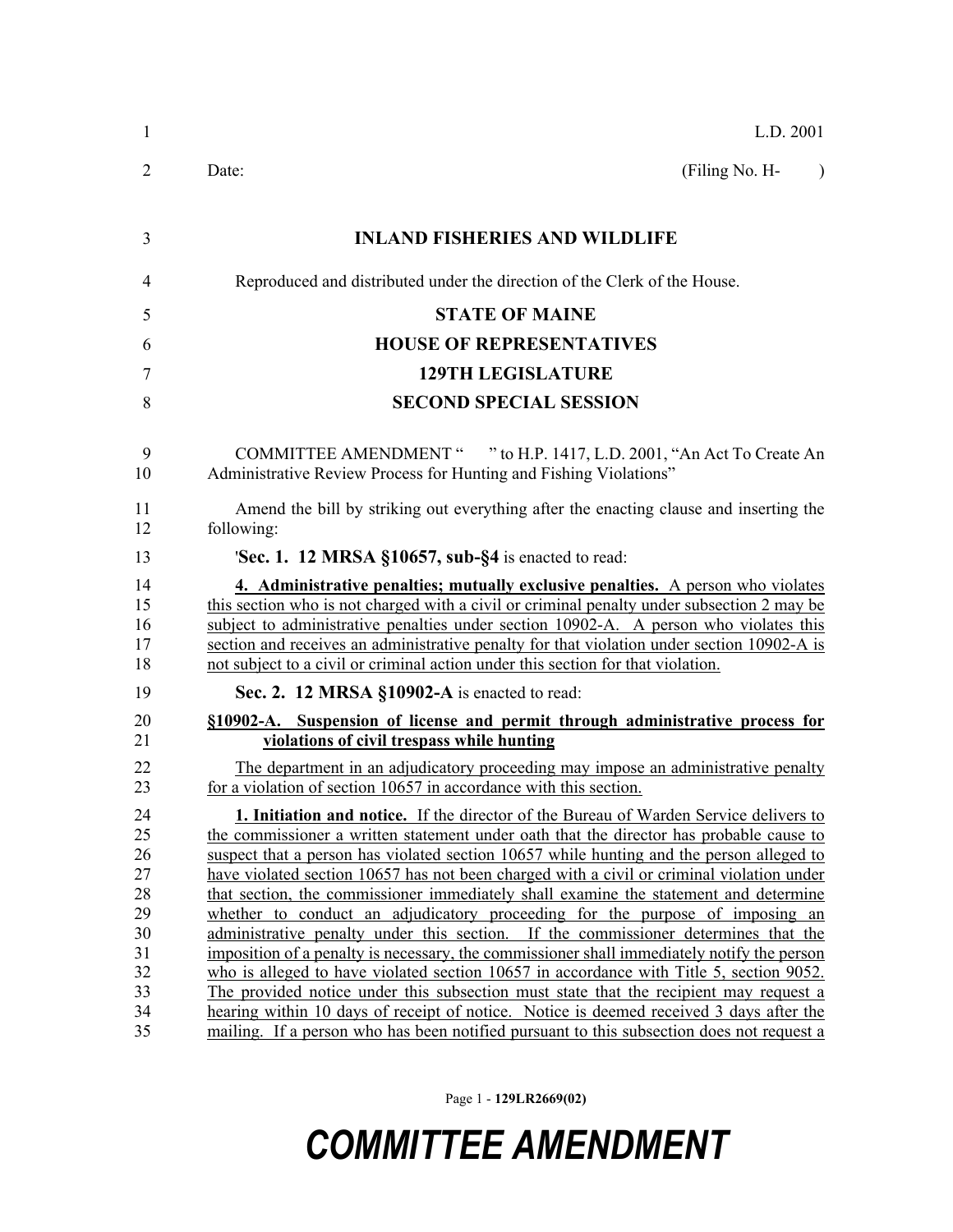L.D. 2001

Date: (Filing No. H- )

**INLAND FISHERIES AND WILDLIFE**

Reproduced and distributed under the direction of the Clerk of the House.

**STATE OF MAINE**

**HOUSE OF REPRESENTATIVES**

**129TH LEGISLATURE**

**SECOND SPECIAL SESSION**

COMMITTEE AMENDMENT " " to H.P. 1417, L.D. 2001, "An Act To Create An Administrative Review Process for Hunting and Fishing Violations"

Amend the bill by striking out everything after the enacting clause and inserting the following:

'**Sec. 1. 12 MRSA §10657, sub-§4** is enacted to read:

**4. Administrative penalties; mutually exclusive penalties.** A person who violates this section who is not charged with a civil or criminal penalty under subsection 2 may be subject to administrative penalties under section 10902-A. A person who violates this section and receives an administrative penalty for that violation under section 10902-A is not subject to a civil or criminal action under this section for that violation.

**Sec. 2. 12 MRSA §10902-A** is enacted to read:

**§10902-A. Suspension of license and permit through administrative process for violations of civil trespass while hunting**

The department in an adjudicatory proceeding may impose an administrative penalty for a violation of section 10657 in accordance with this section.

**1. Initiation and notice.** If the director of the Bureau of Warden Service delivers to the commissioner a written statement under oath that the director has probable cause to suspect that a person has violated section 10657 while hunting and the person alleged to have violated section 10657 has not been charged with a civil or criminal violation under that section, the commissioner immediately shall examine the statement and determine whether to conduct an adjudicatory proceeding for the purpose of imposing an administrative penalty under this section. If the commissioner determines that the imposition of a penalty is necessary, the commissioner shall immediately notify the person who is alleged to have violated section 10657 in accordance with Title 5, section 9052. The provided notice under this subsection must state that the recipient may request a hearing within 10 days of receipt of notice. Notice is deemed received 3 days after the mailing. If a person who has been notified pursuant to this subsection does not request a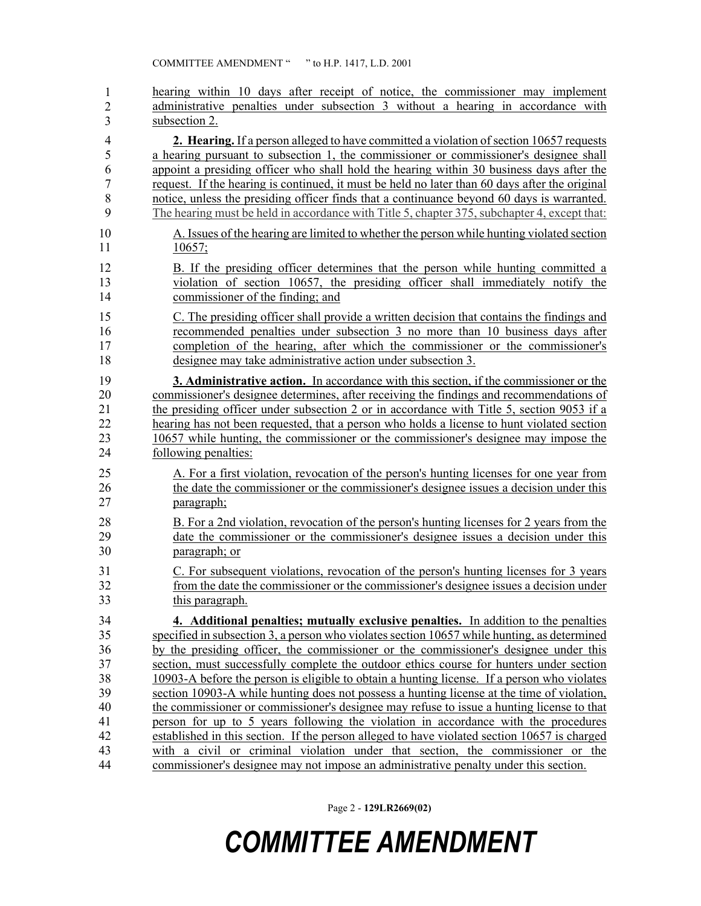hearing within 10 days after receipt of notice, the commissioner may implement administrative penalties under subsection 3 without a hearing in accordance with subsection 2.

**2. Hearing.** If a person alleged to have committed a violation of section 10657 requests a hearing pursuant to subsection 1, the commissioner or commissioner's designee shall appoint a presiding officer who shall hold the hearing within 30 business days after the request. If the hearing is continued, it must be held no later than 60 days after the original notice, unless the presiding officer finds that a continuance beyond 60 days is warranted. The hearing must be held in accordance with Title 5, chapter 375, subchapter 4, except that:

A. Issues of the hearing are limited to whether the person while hunting violated section 10657;

B. If the presiding officer determines that the person while hunting committed a violation of section 10657, the presiding officer shall immediately notify the commissioner of the finding; and

C. The presiding officer shall provide a written decision that contains the findings and recommended penalties under subsection 3 no more than 10 business days after completion of the hearing, after which the commissioner or the commissioner's designee may take administrative action under subsection 3.

**3. Administrative action.** In accordance with this section, if the commissioner or the commissioner's designee determines, after receiving the findings and recommendations of the presiding officer under subsection 2 or in accordance with Title 5, section 9053 if a hearing has not been requested, that a person who holds a license to hunt violated section 10657 while hunting, the commissioner or the commissioner's designee may impose the following penalties:

A. For a first violation, revocation of the person's hunting licenses for one year from the date the commissioner or the commissioner's designee issues a decision under this paragraph;

B. For a 2nd violation, revocation of the person's hunting licenses for 2 years from the date the commissioner or the commissioner's designee issues a decision under this paragraph; or

C. For subsequent violations, revocation of the person's hunting licenses for 3 years from the date the commissioner or the commissioner's designee issues a decision under this paragraph.

**4. Additional penalties; mutually exclusive penalties.** In addition to the penalties specified in subsection 3, a person who violates section 10657 while hunting, as determined by the presiding officer, the commissioner or the commissioner's designee under this section, must successfully complete the outdoor ethics course for hunters under section 10903-A before the person is eligible to obtain a hunting license. If a person who violates section 10903-A while hunting does not possess a hunting license at the time of violation, the commissioner or commissioner's designee may refuse to issue a hunting license to that person for up to 5 years following the violation in accordance with the procedures established in this section. If the person alleged to have violated section 10657 is charged with a civil or criminal violation under that section, the commissioner or the commissioner's designee may not impose an administrative penalty under this section.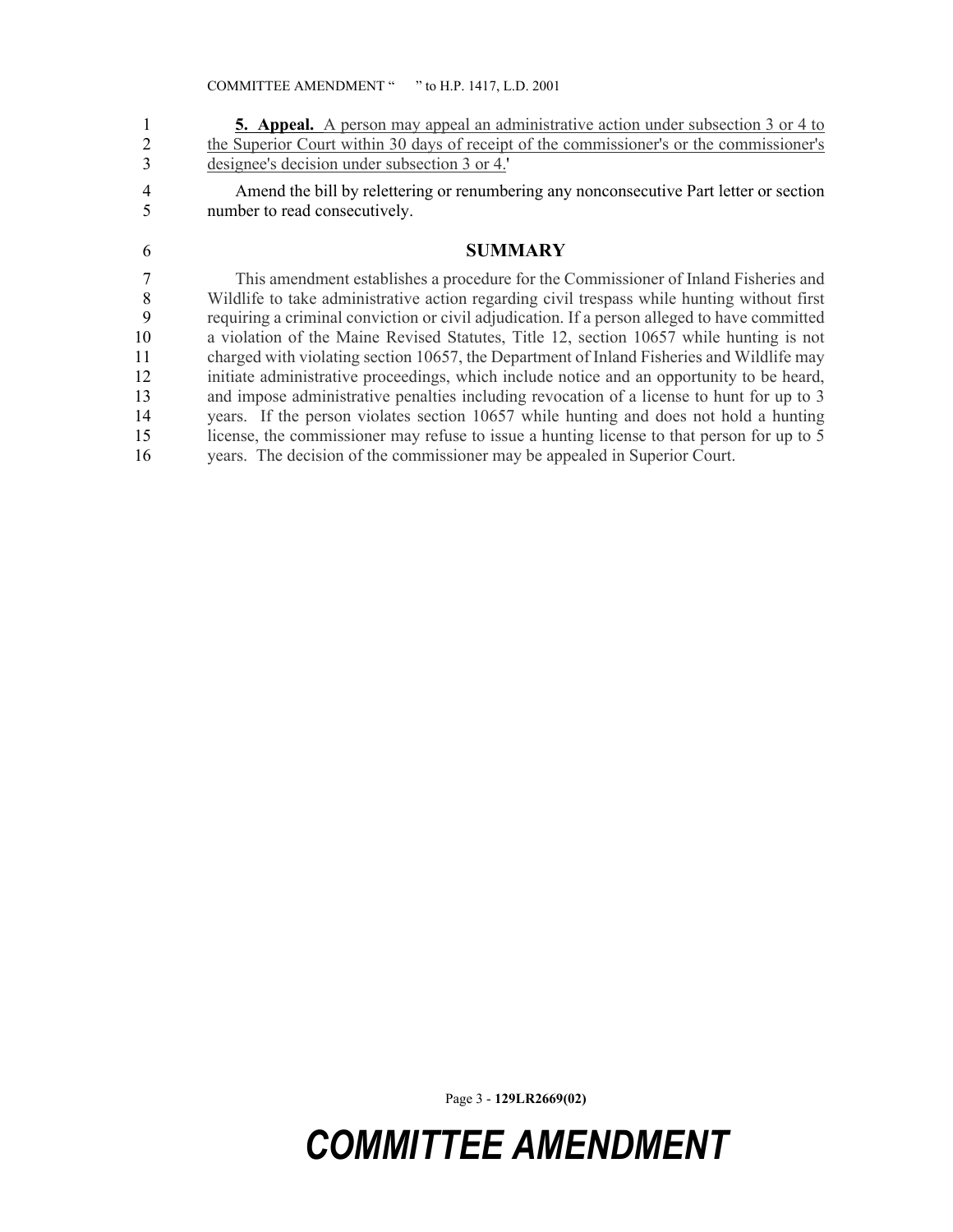**5. Appeal.** A person may appeal an administrative action under subsection 3 or 4 to the Superior Court within 30 days of receipt of the commissioner's or the commissioner's designee's decision under subsection 3 or 4.'

Amend the bill by relettering or renumbering any nonconsecutive Part letter or section number to read consecutively.

## SUMMARY

This amendment establishes a procedure for the Commissioner of Inland Fisheries and Wildlife to take administrative action regarding civil trespass while hunting without first requiring a criminal conviction or civil adjudication. If a person alleged to have committed a violation of the Maine Revised Statutes, Title 12, section 10657 while hunting is not charged with violating section 10657, the Department of Inland Fisheries and Wildlife may initiate administrative proceedings, which include notice and an opportunity to be heard, and impose administrative penalties including revocation of a license to hunt for up to 3 years. If the person violates section 10657 while hunting and does not hold a hunting license, the commissioner may refuse to issue a hunting license to that person for up to 5 years. The decision of the commissioner may be appealed in Superior Court.